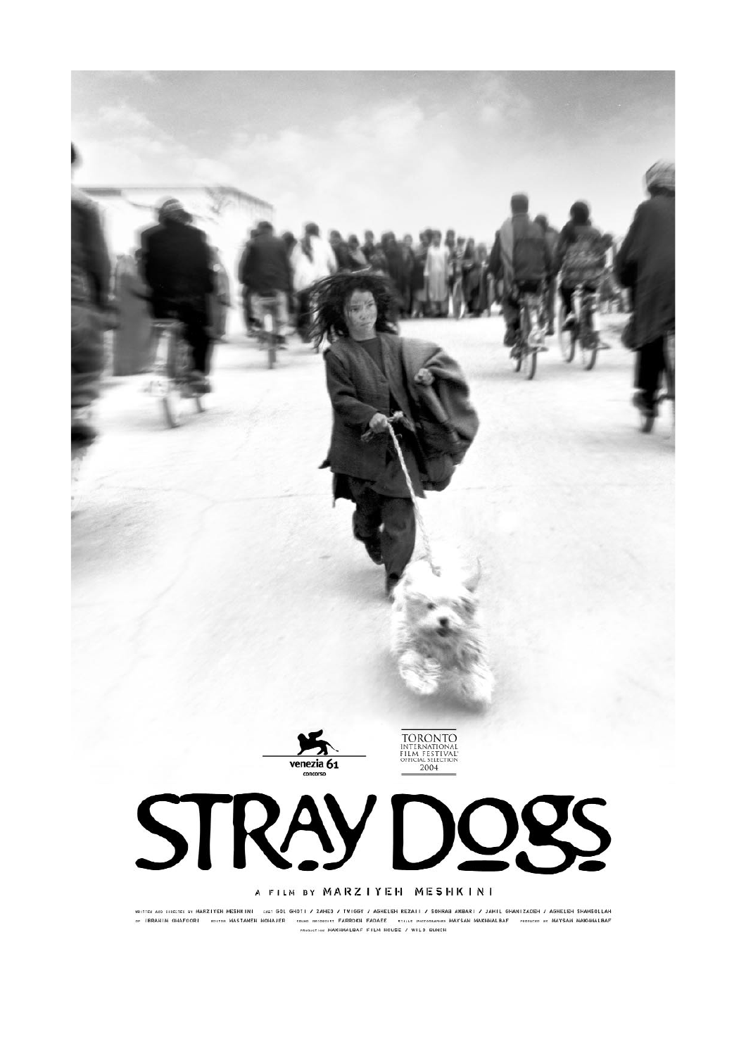venezia 61
concorso

TORONTO
INTERNATIONAL
FILM FESTIVAL
OFFICIAL SELECTION
2004

# STRAY DOGS

A FILM BY MARZIYEH MESHKINI

WRITTEN AND DIRECTED BY MARZIYEH MESHKINI CAST GOL GHOTI / ZAHED / TWIGGY / AGHELEH REZAII / SOHRAB AKBARI / JAMIL GHANIZADEH / AGHELEH SHAMSOLLAH DP IBRAHIM GHAFOORI EDITOR MASTANEH MOHAJER SOUND RECORDIST FARROKH FADAEE STILLS PHOTOGRAPHER MAYSAM MAKHMALBAF PRODUCED BY MAYSAM MAKHMALBAF PRODUCTION MAKHMALBAF FILM HOUSE / WILD BUNCH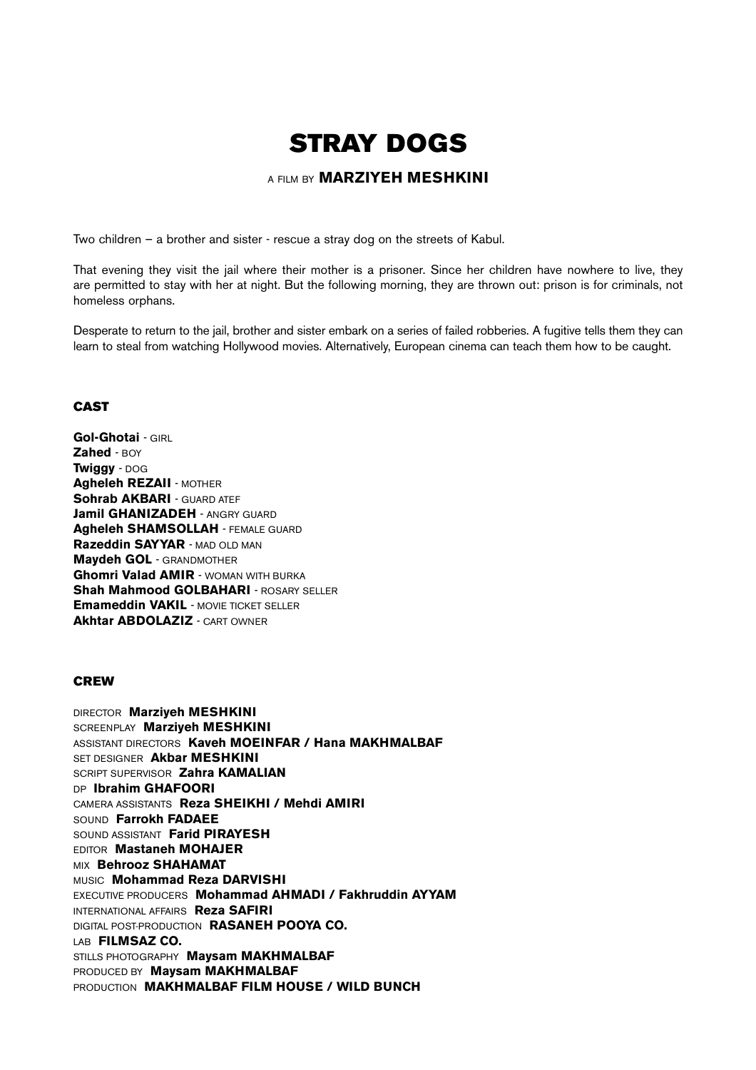# STRAY DOGS

A FILM BY **MARZIYEH MESHKINI**

Two children – a brother and sister - rescue a stray dog on the streets of Kabul.

That evening they visit the jail where their mother is a prisoner. Since her children have nowhere to live, they are permitted to stay with her at night. But the following morning, they are thrown out: prison is for criminals, not homeless orphans.

Desperate to return to the jail, brother and sister embark on a series of failed robberies. A fugitive tells them they can learn to steal from watching Hollywood movies. Alternatively, European cinema can teach them how to be caught.

## CAST

**Gol-Ghotai** - GIRL
**Zahed** - BOY
**Twiggy** - DOG
**Agheleh REZAII** - MOTHER
**Sohrab AKBARI** - GUARD ATEF
**Jamil GHANIZADEH** - ANGRY GUARD
**Agheleh SHAMSOLLAH** - FEMALE GUARD
**Razeddin SAYYAR** - MAD OLD MAN
**Maydeh GOL** - GRANDMOTHER
**Ghomri Valad AMIR** - WOMAN WITH BURKA
**Shah Mahmood GOLBAHARI** - ROSARY SELLER
**Emameddin VAKIL** - MOVIE TICKET SELLER
**Akhtar ABDOLAZIZ** - CART OWNER

## CREW

DIRECTOR **Marziyeh MESHKINI**
SCREENPLAY **Marziyeh MESHKINI**
ASSISTANT DIRECTORS **Kaveh MOEINFAR / Hana MAKHMALBAF**
SET DESIGNER **Akbar MESHKINI**
SCRIPT SUPERVISOR **Zahra KAMALIAN**
DP **Ibrahim GHAFOORI**
CAMERA ASSISTANTS **Reza SHEIKHI / Mehdi AMIRI**
SOUND **Farrokh FADAEE**
SOUND ASSISTANT **Farid PIRAYESH**
EDITOR **Mastaneh MOHAJER**
MIX **Behrooz SHAHAMAT**
MUSIC **Mohammad Reza DARVISHI**
EXECUTIVE PRODUCERS **Mohammad AHMADI / Fakhruddin AYYAM**
INTERNATIONAL AFFAIRS **Reza SAFIRI**
DIGITAL POST-PRODUCTION **RASANEH POOYA CO.**
LAB **FILMSAZ CO.**
STILLS PHOTOGRAPHY **Maysam MAKHMALBAF**
PRODUCED BY **Maysam MAKHMALBAF**
PRODUCTION **MAKHMALBAF FILM HOUSE / WILD BUNCH**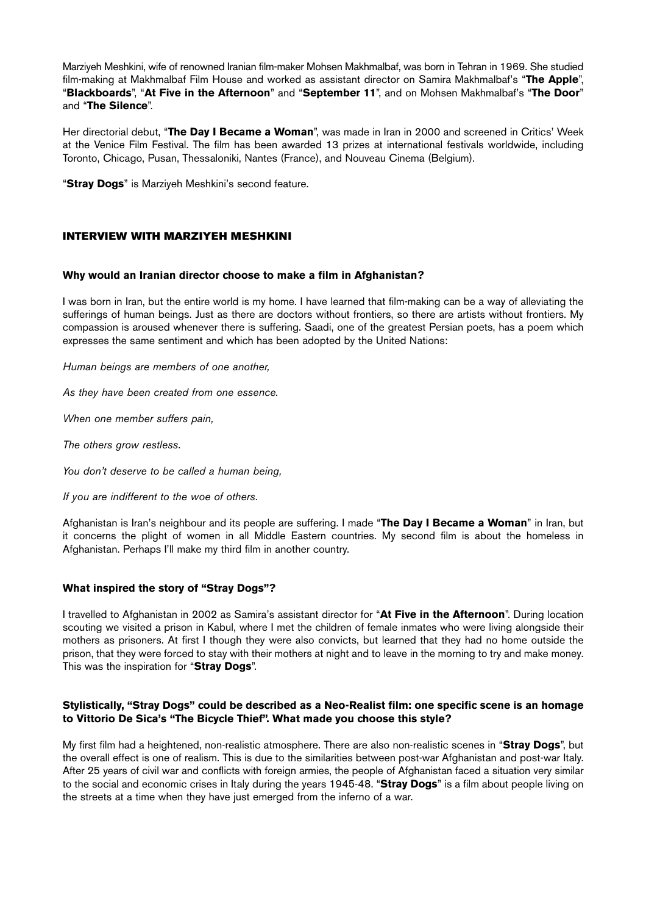Marziyeh Meshkini, wife of renowned Iranian film-maker Mohsen Makhmalbaf, was born in Tehran in 1969. She studied film-making at Makhmalbaf Film House and worked as assistant director on Samira Makhmalbaf's "**The Apple**", "**Blackboards**", "**At Five in the Afternoon**" and "**September 11**", and on Mohsen Makhmalbaf's "**The Door**" and "**The Silence**".

Her directorial debut, "**The Day I Became a Woman**", was made in Iran in 2000 and screened in Critics' Week at the Venice Film Festival. The film has been awarded 13 prizes at international festivals worldwide, including Toronto, Chicago, Pusan, Thessaloniki, Nantes (France), and Nouveau Cinema (Belgium).

"**Stray Dogs**" is Marziyeh Meshkini's second feature.

## INTERVIEW WITH MARZIYEH MESHKINI

**Why would an Iranian director choose to make a film in Afghanistan?**

I was born in Iran, but the entire world is my home. I have learned that film-making can be a way of alleviating the sufferings of human beings. Just as there are doctors without frontiers, so there are artists without frontiers. My compassion is aroused whenever there is suffering. Saadi, one of the greatest Persian poets, has a poem which expresses the same sentiment and which has been adopted by the United Nations:

*Human beings are members of one another,*

*As they have been created from one essence.*

*When one member suffers pain,*

*The others grow restless.*

*You don't deserve to be called a human being,*

*If you are indifferent to the woe of others.*

Afghanistan is Iran's neighbour and its people are suffering. I made "**The Day I Became a Woman**" in Iran, but it concerns the plight of women in all Middle Eastern countries. My second film is about the homeless in Afghanistan. Perhaps I'll make my third film in another country.

**What inspired the story of "Stray Dogs"?**

I travelled to Afghanistan in 2002 as Samira's assistant director for "**At Five in the Afternoon**". During location scouting we visited a prison in Kabul, where I met the children of female inmates who were living alongside their mothers as prisoners. At first I though they were also convicts, but learned that they had no home outside the prison, that they were forced to stay with their mothers at night and to leave in the morning to try and make money. This was the inspiration for "**Stray Dogs**".

**Stylistically, "Stray Dogs" could be described as a Neo-Realist film: one specific scene is an homage to Vittorio De Sica's "The Bicycle Thief". What made you choose this style?**

My first film had a heightened, non-realistic atmosphere. There are also non-realistic scenes in "**Stray Dogs**", but the overall effect is one of realism. This is due to the similarities between post-war Afghanistan and post-war Italy. After 25 years of civil war and conflicts with foreign armies, the people of Afghanistan faced a situation very similar to the social and economic crises in Italy during the years 1945-48. "**Stray Dogs**" is a film about people living on the streets at a time when they have just emerged from the inferno of a war.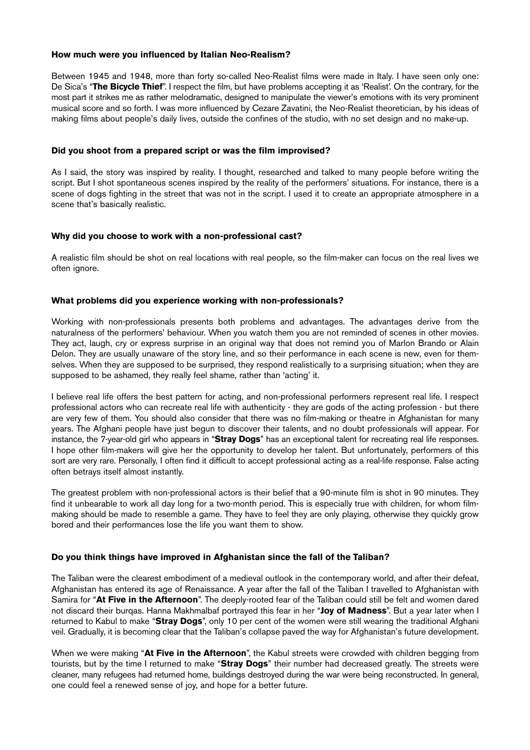**How much were you influenced by Italian Neo-Realism?**

Between 1945 and 1948, more than forty so-called Neo-Realist films were made in Italy. I have seen only one: De Sica's "**The Bicycle Thief**". I respect the film, but have problems accepting it as 'Realist'. On the contrary, for the most part it strikes me as rather melodramatic, designed to manipulate the viewer's emotions with its very prominent musical score and so forth. I was more influenced by Cezare Zavatini, the Neo-Realist theoretician, by his ideas of making films about people's daily lives, outside the confines of the studio, with no set design and no make-up.

**Did you shoot from a prepared script or was the film improvised?**

As I said, the story was inspired by reality. I thought, researched and talked to many people before writing the script. But I shot spontaneous scenes inspired by the reality of the performers' situations. For instance, there is a scene of dogs fighting in the street that was not in the script. I used it to create an appropriate atmosphere in a scene that's basically realistic.

**Why did you choose to work with a non-professional cast?**

A realistic film should be shot on real locations with real people, so the film-maker can focus on the real lives we often ignore.

**What problems did you experience working with non-professionals?**

Working with non-professionals presents both problems and advantages. The advantages derive from the naturalness of the performers' behaviour. When you watch them you are not reminded of scenes in other movies. They act, laugh, cry or express surprise in an original way that does not remind you of Marlon Brando or Alain Delon. They are usually unaware of the story line, and so their performance in each scene is new, even for themselves. When they are supposed to be surprised, they respond realistically to a surprising situation; when they are supposed to be ashamed, they really feel shame, rather than 'acting' it.

I believe real life offers the best pattern for acting, and non-professional performers represent real life. I respect professional actors who can recreate real life with authenticity - they are gods of the acting profession - but there are very few of them. You should also consider that there was no film-making or theatre in Afghanistan for many years. The Afghani people have just begun to discover their talents, and no doubt professionals will appear. For instance, the 7-year-old girl who appears in "**Stray Dogs**" has an exceptional talent for recreating real life responses. I hope other film-makers will give her the opportunity to develop her talent. But unfortunately, performers of this sort are very rare. Personally, I often find it difficult to accept professional acting as a real-life response. False acting often betrays itself almost instantly.

The greatest problem with non-professional actors is their belief that a 90-minute film is shot in 90 minutes. They find it unbearable to work all day long for a two-month period. This is especially true with children, for whom film-making should be made to resemble a game. They have to feel they are only playing, otherwise they quickly grow bored and their performances lose the life you want them to show.

**Do you think things have improved in Afghanistan since the fall of the Taliban?**

The Taliban were the clearest embodiment of a medieval outlook in the contemporary world, and after their defeat, Afghanistan has entered its age of Renaissance. A year after the fall of the Taliban I travelled to Afghanistan with Samira for "**At Five in the Afternoon**". The deeply-rooted fear of the Taliban could still be felt and women dared not discard their burqas. Hanna Makhmalbaf portrayed this fear in her "**Joy of Madness**". But a year later when I returned to Kabul to make "**Stray Dogs**", only 10 per cent of the women were still wearing the traditional Afghani veil. Gradually, it is becoming clear that the Taliban's collapse paved the way for Afghanistan's future development.

When we were making "**At Five in the Afternoon**", the Kabul streets were crowded with children begging from tourists, but by the time I returned to make "**Stray Dogs**" their number had decreased greatly. The streets were cleaner, many refugees had returned home, buildings destroyed during the war were being reconstructed. In general, one could feel a renewed sense of joy, and hope for a better future.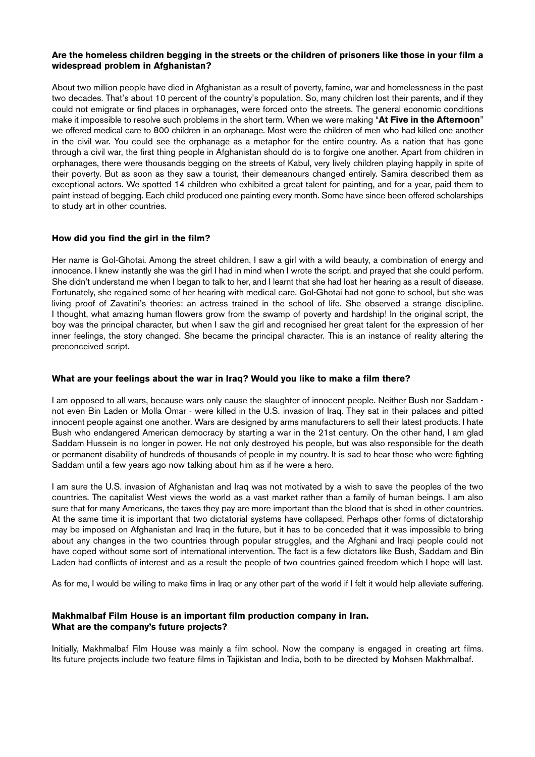**Are the homeless children begging in the streets or the children of prisoners like those in your film a widespread problem in Afghanistan?**

About two million people have died in Afghanistan as a result of poverty, famine, war and homelessness in the past two decades. That's about 10 percent of the country's population. So, many children lost their parents, and if they could not emigrate or find places in orphanages, were forced onto the streets. The general economic conditions make it impossible to resolve such problems in the short term. When we were making "**At Five in the Afternoon**" we offered medical care to 800 children in an orphanage. Most were the children of men who had killed one another in the civil war. You could see the orphanage as a metaphor for the entire country. As a nation that has gone through a civil war, the first thing people in Afghanistan should do is to forgive one another. Apart from children in orphanages, there were thousands begging on the streets of Kabul, very lively children playing happily in spite of their poverty. But as soon as they saw a tourist, their demeanours changed entirely. Samira described them as exceptional actors. We spotted 14 children who exhibited a great talent for painting, and for a year, paid them to paint instead of begging. Each child produced one painting every month. Some have since been offered scholarships to study art in other countries.

**How did you find the girl in the film?**

Her name is Gol-Ghotai. Among the street children, I saw a girl with a wild beauty, a combination of energy and innocence. I knew instantly she was the girl I had in mind when I wrote the script, and prayed that she could perform. She didn't understand me when I began to talk to her, and I learnt that she had lost her hearing as a result of disease. Fortunately, she regained some of her hearing with medical care. Gol-Ghotai had not gone to school, but she was living proof of Zavatini's theories: an actress trained in the school of life. She observed a strange discipline. I thought, what amazing human flowers grow from the swamp of poverty and hardship! In the original script, the boy was the principal character, but when I saw the girl and recognised her great talent for the expression of her inner feelings, the story changed. She became the principal character. This is an instance of reality altering the preconceived script.

**What are your feelings about the war in Iraq? Would you like to make a film there?**

I am opposed to all wars, because wars only cause the slaughter of innocent people. Neither Bush nor Saddam - not even Bin Laden or Molla Omar - were killed in the U.S. invasion of Iraq. They sat in their palaces and pitted innocent people against one another. Wars are designed by arms manufacturers to sell their latest products. I hate Bush who endangered American democracy by starting a war in the 21st century. On the other hand, I am glad Saddam Hussein is no longer in power. He not only destroyed his people, but was also responsible for the death or permanent disability of hundreds of thousands of people in my country. It is sad to hear those who were fighting Saddam until a few years ago now talking about him as if he were a hero.

I am sure the U.S. invasion of Afghanistan and Iraq was not motivated by a wish to save the peoples of the two countries. The capitalist West views the world as a vast market rather than a family of human beings. I am also sure that for many Americans, the taxes they pay are more important than the blood that is shed in other countries. At the same time it is important that two dictatorial systems have collapsed. Perhaps other forms of dictatorship may be imposed on Afghanistan and Iraq in the future, but it has to be conceded that it was impossible to bring about any changes in the two countries through popular struggles, and the Afghani and Iraqi people could not have coped without some sort of international intervention. The fact is a few dictators like Bush, Saddam and Bin Laden had conflicts of interest and as a result the people of two countries gained freedom which I hope will last.

As for me, I would be willing to make films in Iraq or any other part of the world if I felt it would help alleviate suffering.

**Makhmalbaf Film House is an important film production company in Iran.**
**What are the company's future projects?**

Initially, Makhmalbaf Film House was mainly a film school. Now the company is engaged in creating art films. Its future projects include two feature films in Tajikistan and India, both to be directed by Mohsen Makhmalbaf.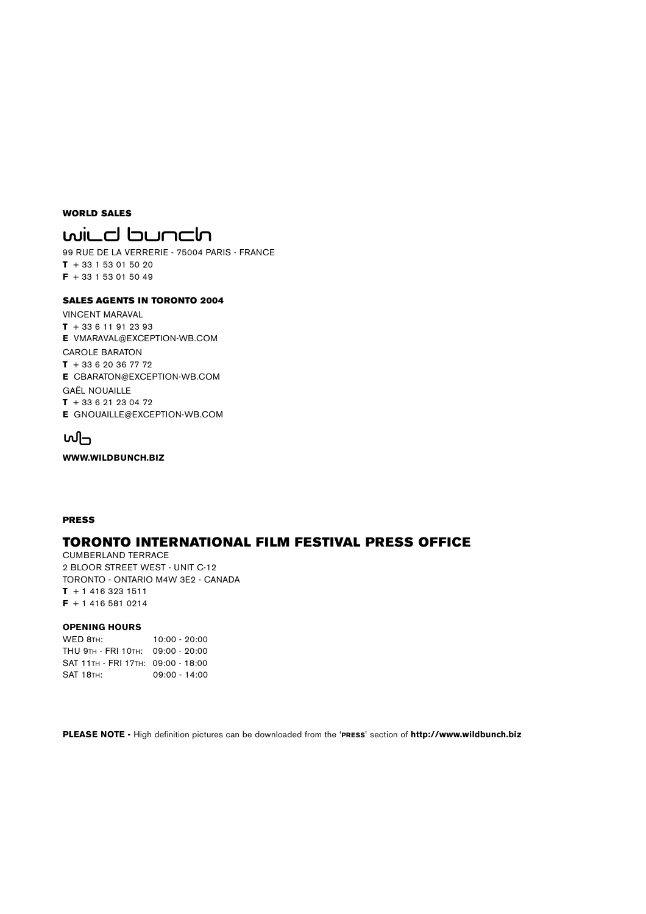**WORLD SALES**

wild bunch

99 RUE DE LA VERRERIE - 75004 PARIS - FRANCE
**T** + 33 1 53 01 50 20
**F** + 33 1 53 01 50 49

**SALES AGENTS IN TORONTO 2004**

VINCENT MARAVAL
**T** + 33 6 11 91 23 93
**E** VMARAVAL@EXCEPTION-WB.COM

CAROLE BARATON
**T** + 33 6 20 36 77 72
**E** CBARATON@EXCEPTION-WB.COM

GAËL NOUAILLE
**T** + 33 6 21 23 04 72
**E** GNOUAILLE@EXCEPTION-WB.COM

wb

**WWW.WILDBUNCH.BIZ**

**PRESS**

## TORONTO INTERNATIONAL FILM FESTIVAL PRESS OFFICE

CUMBERLAND TERRACE
2 BLOOR STREET WEST - UNIT C-12
TORONTO - ONTARIO M4W 3E2 - CANADA
**T** + 1 416 323 1511
**F** + 1 416 581 0214

**OPENING HOURS**

| | |
|---|---|
| WED 8TH: | 10:00 - 20:00 |
| THU 9TH - FRI 10TH: | 09:00 - 20:00 |
| SAT 11TH - FRI 17TH: | 09:00 - 18:00 |
| SAT 18TH: | 09:00 - 14:00 |

**PLEASE NOTE -** High definition pictures can be downloaded from the '**PRESS**' section of **http://www.wildbunch.biz**